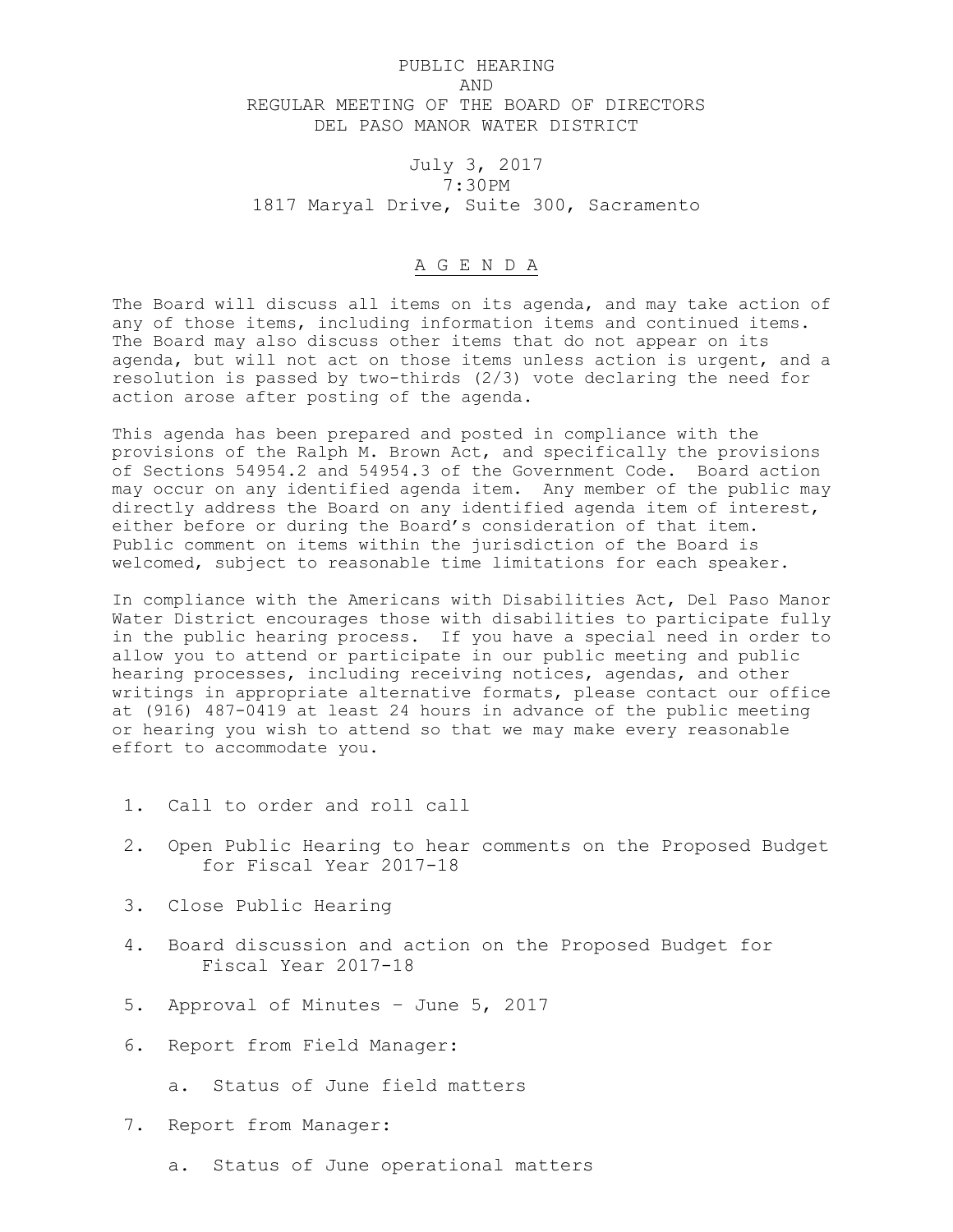# PUBLIC HEARING
# AND
# REGULAR MEETING OF THE BOARD OF DIRECTORS
# DEL PASO MANOR WATER DISTRICT

July 3, 2017
7:30PM
1817 Maryal Drive, Suite 300, Sacramento

## A G E N D A

The Board will discuss all items on its agenda, and may take action of any of those items, including information items and continued items. The Board may also discuss other items that do not appear on its agenda, but will not act on those items unless action is urgent, and a resolution is passed by two-thirds (2/3) vote declaring the need for action arose after posting of the agenda.

This agenda has been prepared and posted in compliance with the provisions of the Ralph M. Brown Act, and specifically the provisions of Sections 54954.2 and 54954.3 of the Government Code. Board action may occur on any identified agenda item. Any member of the public may directly address the Board on any identified agenda item of interest, either before or during the Board's consideration of that item. Public comment on items within the jurisdiction of the Board is welcomed, subject to reasonable time limitations for each speaker.

In compliance with the Americans with Disabilities Act, Del Paso Manor Water District encourages those with disabilities to participate fully in the public hearing process. If you have a special need in order to allow you to attend or participate in our public meeting and public hearing processes, including receiving notices, agendas, and other writings in appropriate alternative formats, please contact our office at (916) 487-0419 at least 24 hours in advance of the public meeting or hearing you wish to attend so that we may make every reasonable effort to accommodate you.

1. Call to order and roll call
2. Open Public Hearing to hear comments on the Proposed Budget for Fiscal Year 2017-18
3. Close Public Hearing
4. Board discussion and action on the Proposed Budget for Fiscal Year 2017-18
5. Approval of Minutes – June 5, 2017
6. Report from Field Manager:
    a. Status of June field matters
7. Report from Manager:
    a. Status of June operational matters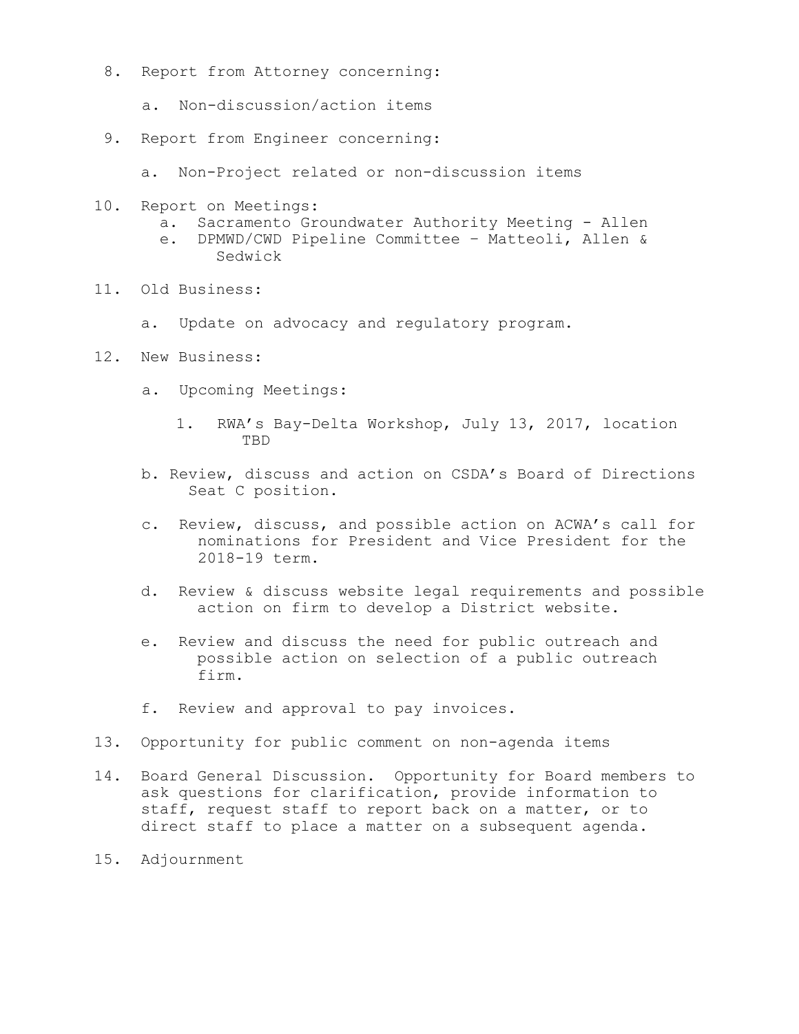8. Report from Attorney concerning:

   a. Non-discussion/action items

9. Report from Engineer concerning:

   a. Non-Project related or non-discussion items

10. Report on Meetings:
    a. Sacramento Groundwater Authority Meeting - Allen
    e. DPMWD/CWD Pipeline Committee – Matteoli, Allen & Sedwick

11. Old Business:

    a. Update on advocacy and regulatory program.

12. New Business:

    a. Upcoming Meetings:

       1. RWA's Bay-Delta Workshop, July 13, 2017, location TBD

    b. Review, discuss and action on CSDA's Board of Directions Seat C position.

    c. Review, discuss, and possible action on ACWA's call for nominations for President and Vice President for the 2018-19 term.

    d. Review & discuss website legal requirements and possible action on firm to develop a District website.

    e. Review and discuss the need for public outreach and possible action on selection of a public outreach firm.

    f. Review and approval to pay invoices.

13. Opportunity for public comment on non-agenda items

14. Board General Discussion. Opportunity for Board members to ask questions for clarification, provide information to staff, request staff to report back on a matter, or to direct staff to place a matter on a subsequent agenda.

15. Adjournment